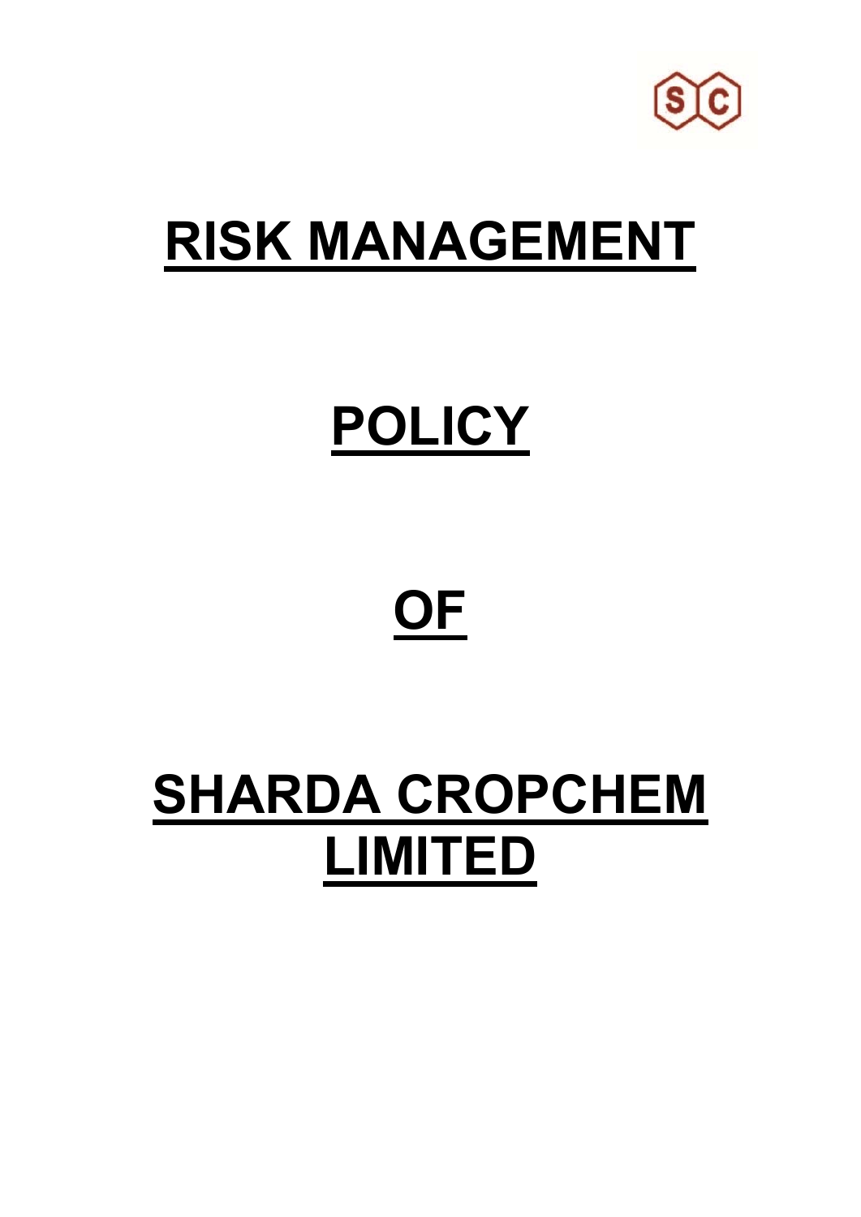# RISK MANAGEMENT

# POLICY

# OF

# SHARDA CROPCHEM LIMITED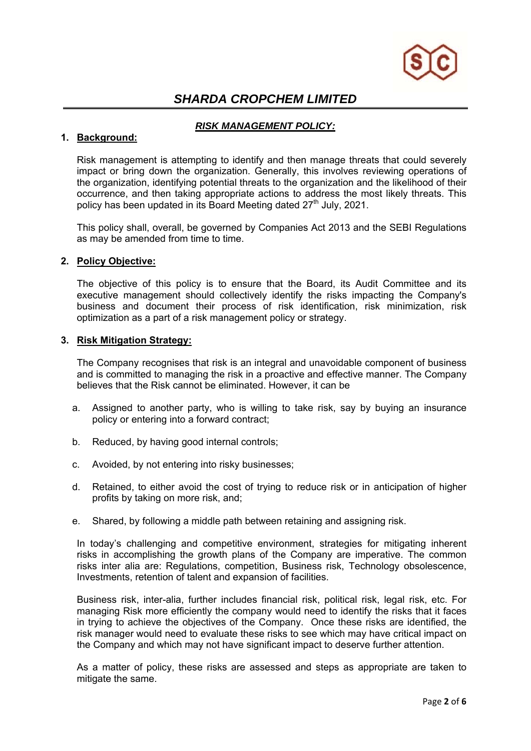# *SHARDA CROPCHEM LIMITED*

## ***RISK MANAGEMENT POLICY:***

**1. Background:**

Risk management is attempting to identify and then manage threats that could severely impact or bring down the organization. Generally, this involves reviewing operations of the organization, identifying potential threats to the organization and the likelihood of their occurrence, and then taking appropriate actions to address the most likely threats. This policy has been updated in its Board Meeting dated 27th July, 2021.

This policy shall, overall, be governed by Companies Act 2013 and the SEBI Regulations as may be amended from time to time.

**2. Policy Objective:**

The objective of this policy is to ensure that the Board, its Audit Committee and its executive management should collectively identify the risks impacting the Company's business and document their process of risk identification, risk minimization, risk optimization as a part of a risk management policy or strategy.

**3. Risk Mitigation Strategy:**

The Company recognises that risk is an integral and unavoidable component of business and is committed to managing the risk in a proactive and effective manner. The Company believes that the Risk cannot be eliminated. However, it can be

a. Assigned to another party, who is willing to take risk, say by buying an insurance policy or entering into a forward contract;

b. Reduced, by having good internal controls;

c. Avoided, by not entering into risky businesses;

d. Retained, to either avoid the cost of trying to reduce risk or in anticipation of higher profits by taking on more risk, and;

e. Shared, by following a middle path between retaining and assigning risk.

In today's challenging and competitive environment, strategies for mitigating inherent risks in accomplishing the growth plans of the Company are imperative. The common risks inter alia are: Regulations, competition, Business risk, Technology obsolescence, Investments, retention of talent and expansion of facilities.

Business risk, inter-alia, further includes financial risk, political risk, legal risk, etc. For managing Risk more efficiently the company would need to identify the risks that it faces in trying to achieve the objectives of the Company. Once these risks are identified, the risk manager would need to evaluate these risks to see which may have critical impact on the Company and which may not have significant impact to deserve further attention.

As a matter of policy, these risks are assessed and steps as appropriate are taken to mitigate the same.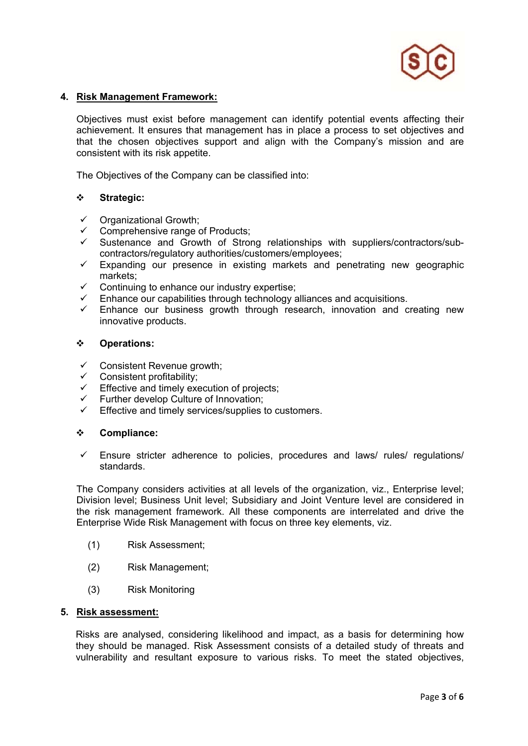## 4. Risk Management Framework:

Objectives must exist before management can identify potential events affecting their achievement. It ensures that management has in place a process to set objectives and that the chosen objectives support and align with the Company's mission and are consistent with its risk appetite.

The Objectives of the Company can be classified into:

- **Strategic:**

  - ✓ Organizational Growth;
  - ✓ Comprehensive range of Products;
  - ✓ Sustenance and Growth of Strong relationships with suppliers/contractors/sub-contractors/regulatory authorities/customers/employees;
  - ✓ Expanding our presence in existing markets and penetrating new geographic markets;
  - ✓ Continuing to enhance our industry expertise;
  - ✓ Enhance our capabilities through technology alliances and acquisitions.
  - ✓ Enhance our business growth through research, innovation and creating new innovative products.

- **Operations:**

  - ✓ Consistent Revenue growth;
  - ✓ Consistent profitability;
  - ✓ Effective and timely execution of projects;
  - ✓ Further develop Culture of Innovation;
  - ✓ Effective and timely services/supplies to customers.

- **Compliance:**

  - ✓ Ensure stricter adherence to policies, procedures and laws/ rules/ regulations/ standards.

The Company considers activities at all levels of the organization, viz., Enterprise level; Division level; Business Unit level; Subsidiary and Joint Venture level are considered in the risk management framework. All these components are interrelated and drive the Enterprise Wide Risk Management with focus on three key elements, viz.

(1) Risk Assessment;

(2) Risk Management;

(3) Risk Monitoring

## 5. Risk assessment:

Risks are analysed, considering likelihood and impact, as a basis for determining how they should be managed. Risk Assessment consists of a detailed study of threats and vulnerability and resultant exposure to various risks. To meet the stated objectives,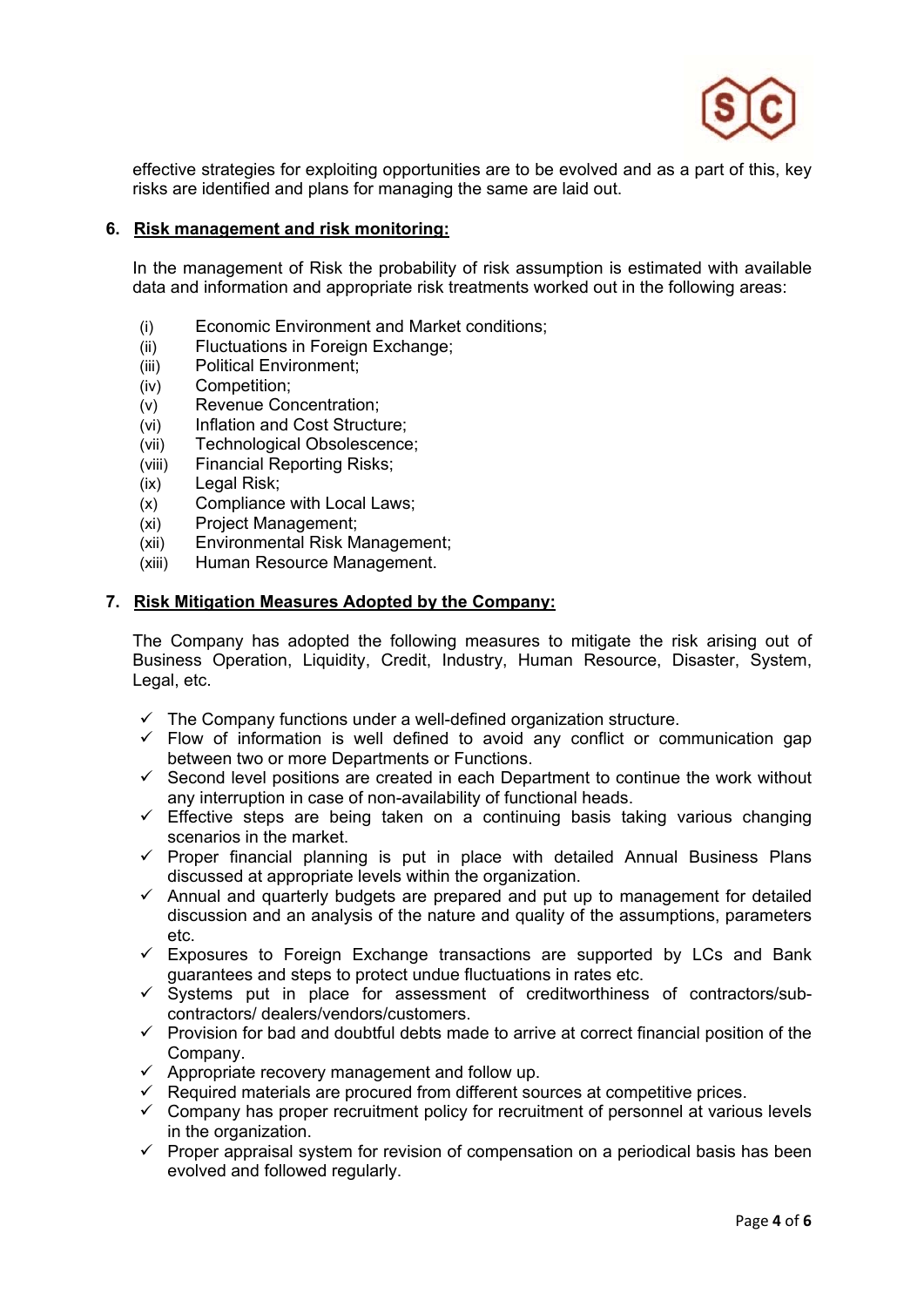effective strategies for exploiting opportunities are to be evolved and as a part of this, key risks are identified and plans for managing the same are laid out.

## 6. Risk management and risk monitoring:

In the management of Risk the probability of risk assumption is estimated with available data and information and appropriate risk treatments worked out in the following areas:

- (i) Economic Environment and Market conditions;
- (ii) Fluctuations in Foreign Exchange;
- (iii) Political Environment;
- (iv) Competition;
- (v) Revenue Concentration;
- (vi) Inflation and Cost Structure;
- (vii) Technological Obsolescence;
- (viii) Financial Reporting Risks;
- (ix) Legal Risk;
- (x) Compliance with Local Laws;
- (xi) Project Management;
- (xii) Environmental Risk Management;
- (xiii) Human Resource Management.

## 7. Risk Mitigation Measures Adopted by the Company:

The Company has adopted the following measures to mitigate the risk arising out of Business Operation, Liquidity, Credit, Industry, Human Resource, Disaster, System, Legal, etc.

- ✓ The Company functions under a well-defined organization structure.
- ✓ Flow of information is well defined to avoid any conflict or communication gap between two or more Departments or Functions.
- ✓ Second level positions are created in each Department to continue the work without any interruption in case of non-availability of functional heads.
- ✓ Effective steps are being taken on a continuing basis taking various changing scenarios in the market.
- ✓ Proper financial planning is put in place with detailed Annual Business Plans discussed at appropriate levels within the organization.
- ✓ Annual and quarterly budgets are prepared and put up to management for detailed discussion and an analysis of the nature and quality of the assumptions, parameters etc.
- ✓ Exposures to Foreign Exchange transactions are supported by LCs and Bank guarantees and steps to protect undue fluctuations in rates etc.
- ✓ Systems put in place for assessment of creditworthiness of contractors/sub-contractors/ dealers/vendors/customers.
- ✓ Provision for bad and doubtful debts made to arrive at correct financial position of the Company.
- ✓ Appropriate recovery management and follow up.
- ✓ Required materials are procured from different sources at competitive prices.
- ✓ Company has proper recruitment policy for recruitment of personnel at various levels in the organization.
- ✓ Proper appraisal system for revision of compensation on a periodical basis has been evolved and followed regularly.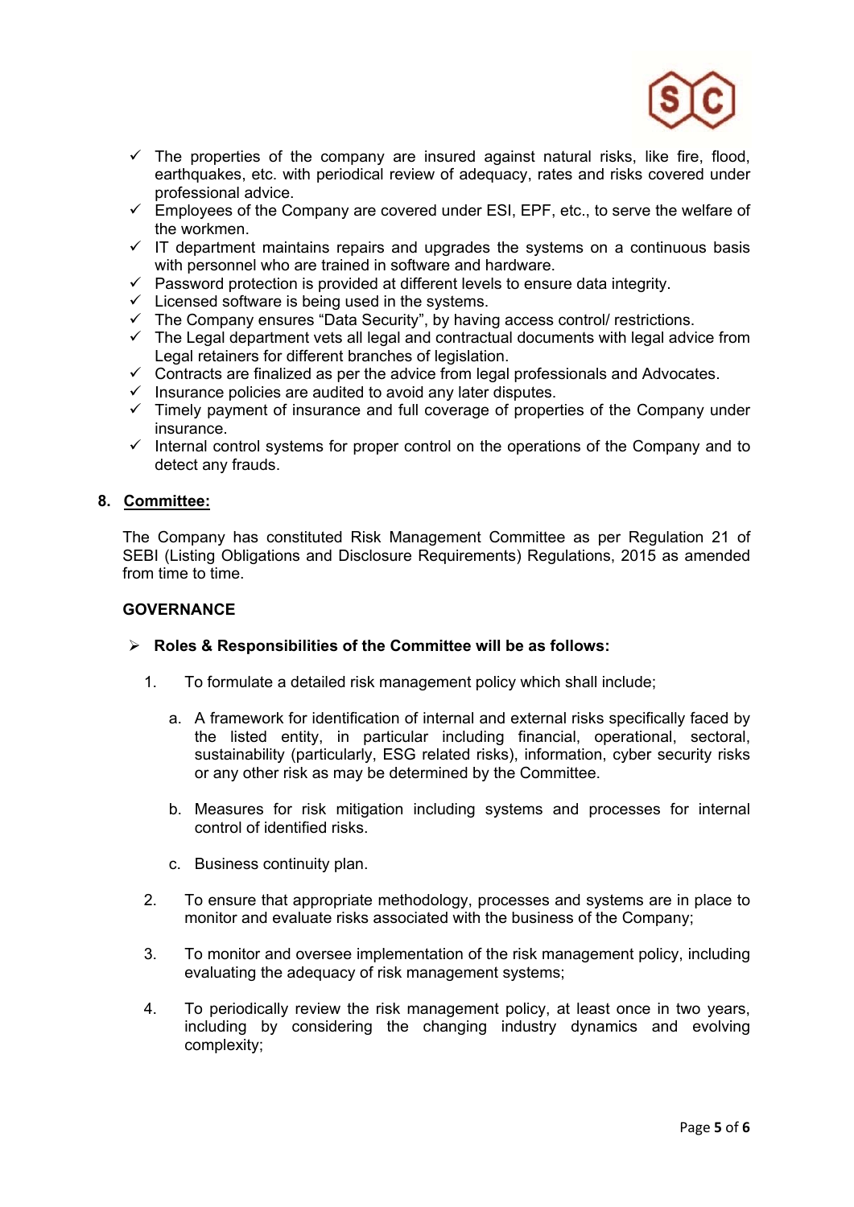- ✓ The properties of the company are insured against natural risks, like fire, flood, earthquakes, etc. with periodical review of adequacy, rates and risks covered under professional advice.
- ✓ Employees of the Company are covered under ESI, EPF, etc., to serve the welfare of the workmen.
- ✓ IT department maintains repairs and upgrades the systems on a continuous basis with personnel who are trained in software and hardware.
- ✓ Password protection is provided at different levels to ensure data integrity.
- ✓ Licensed software is being used in the systems.
- ✓ The Company ensures "Data Security", by having access control/ restrictions.
- ✓ The Legal department vets all legal and contractual documents with legal advice from Legal retainers for different branches of legislation.
- ✓ Contracts are finalized as per the advice from legal professionals and Advocates.
- ✓ Insurance policies are audited to avoid any later disputes.
- ✓ Timely payment of insurance and full coverage of properties of the Company under insurance.
- ✓ Internal control systems for proper control on the operations of the Company and to detect any frauds.

## 8. Committee:

The Company has constituted Risk Management Committee as per Regulation 21 of SEBI (Listing Obligations and Disclosure Requirements) Regulations, 2015 as amended from time to time.

### GOVERNANCE

- **Roles & Responsibilities of the Committee will be as follows:**

1. To formulate a detailed risk management policy which shall include;

   a. A framework for identification of internal and external risks specifically faced by the listed entity, in particular including financial, operational, sectoral, sustainability (particularly, ESG related risks), information, cyber security risks or any other risk as may be determined by the Committee.

   b. Measures for risk mitigation including systems and processes for internal control of identified risks.

   c. Business continuity plan.

2. To ensure that appropriate methodology, processes and systems are in place to monitor and evaluate risks associated with the business of the Company;

3. To monitor and oversee implementation of the risk management policy, including evaluating the adequacy of risk management systems;

4. To periodically review the risk management policy, at least once in two years, including by considering the changing industry dynamics and evolving complexity;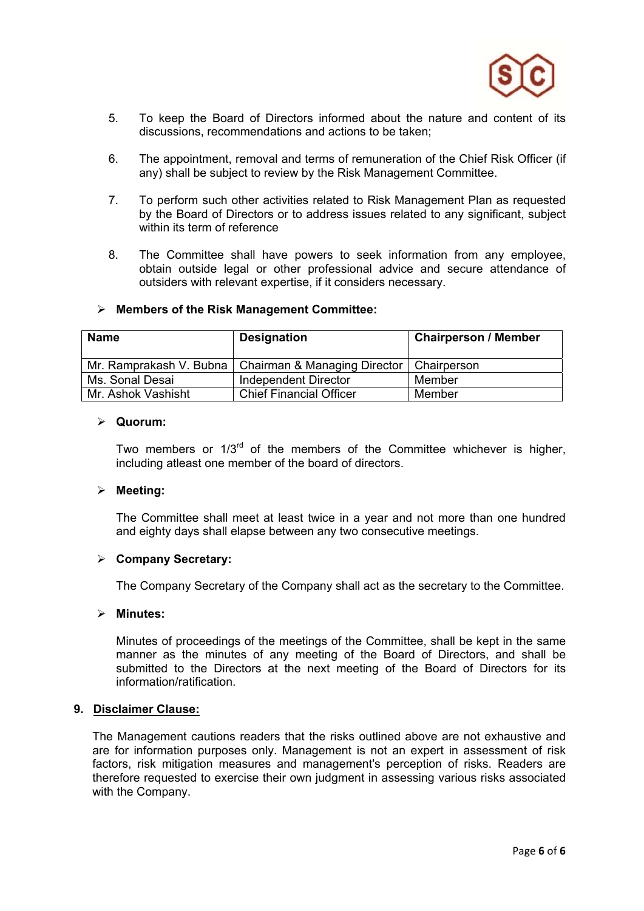5. To keep the Board of Directors informed about the nature and content of its discussions, recommendations and actions to be taken;

6. The appointment, removal and terms of remuneration of the Chief Risk Officer (if any) shall be subject to review by the Risk Management Committee.

7. To perform such other activities related to Risk Management Plan as requested by the Board of Directors or to address issues related to any significant, subject within its term of reference

8. The Committee shall have powers to seek information from any employee, obtain outside legal or other professional advice and secure attendance of outsiders with relevant expertise, if it considers necessary.

- **Members of the Risk Management Committee:**

| Name | Designation | Chairperson / Member |
|---|---|---|
| Mr. Ramprakash V. Bubna | Chairman & Managing Director | Chairperson |
| Ms. Sonal Desai | Independent Director | Member |
| Mr. Ashok Vashisht | Chief Financial Officer | Member |

- **Quorum:**

  Two members or 1/3rd of the members of the Committee whichever is higher, including atleast one member of the board of directors.

- **Meeting:**

  The Committee shall meet at least twice in a year and not more than one hundred and eighty days shall elapse between any two consecutive meetings.

- **Company Secretary:**

  The Company Secretary of the Company shall act as the secretary to the Committee.

- **Minutes:**

  Minutes of proceedings of the meetings of the Committee, shall be kept in the same manner as the minutes of any meeting of the Board of Directors, and shall be submitted to the Directors at the next meeting of the Board of Directors for its information/ratification.

## 9. Disclaimer Clause:

The Management cautions readers that the risks outlined above are not exhaustive and are for information purposes only. Management is not an expert in assessment of risk factors, risk mitigation measures and management's perception of risks. Readers are therefore requested to exercise their own judgment in assessing various risks associated with the Company.